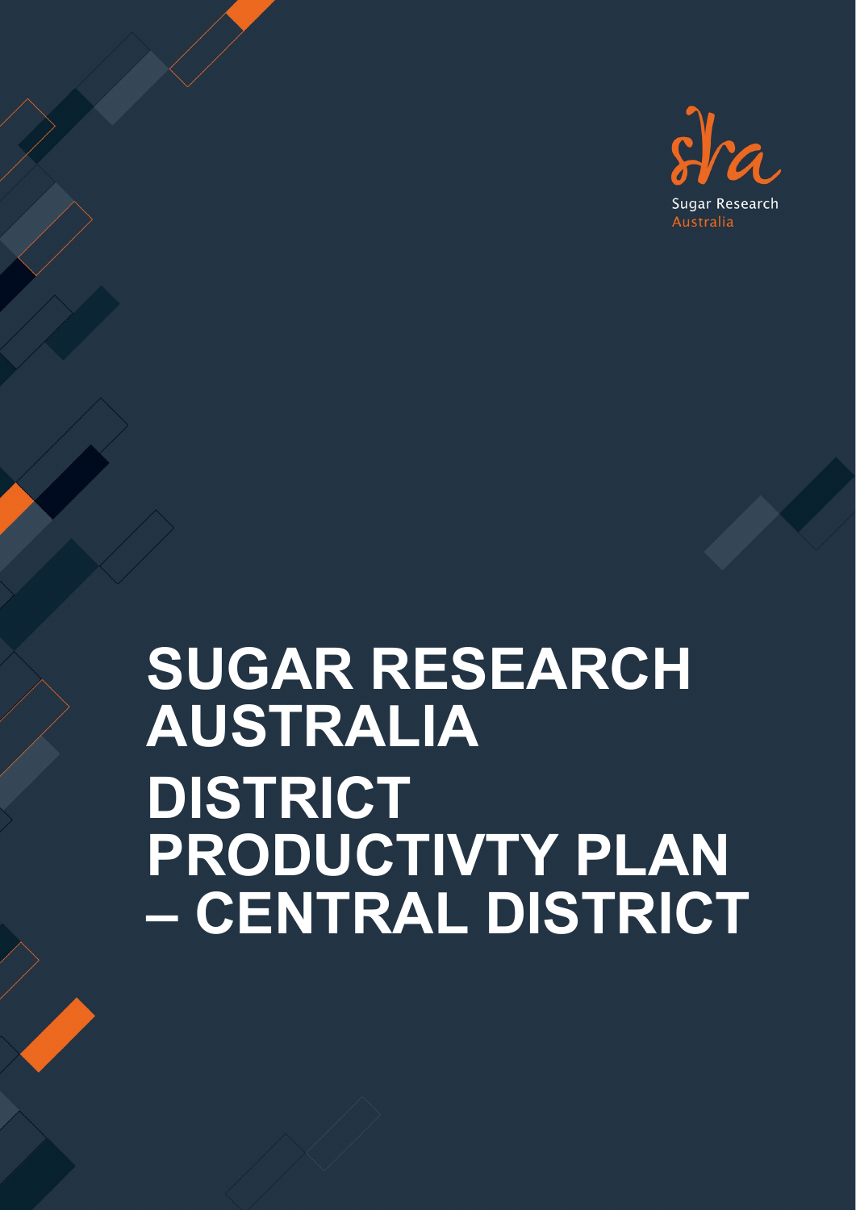Sugar Research Australia

# SUGAR RESEARCH AUSTRALIA DISTRICT PRODUCTIVTY PLAN – CENTRAL DISTRICT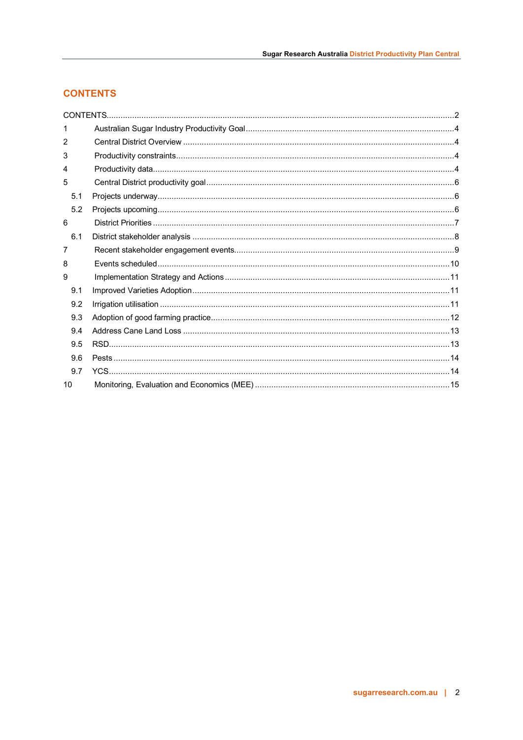# CONTENTS

CONTENTS....2

1 Australian Sugar Industry Productivity Goal....4

2 Central District Overview....4

3 Productivity constraints....4

4 Productivity data....4

5 Central District productivity goal....6

- 5.1 Projects underway....6
- 5.2 Projects upcoming....6

6 District Priorities....7

- 6.1 District stakeholder analysis....8

7 Recent stakeholder engagement events....9

8 Events scheduled....10

9 Implementation Strategy and Actions....11

- 9.1 Improved Varieties Adoption....11
- 9.2 Irrigation utilisation....11
- 9.3 Adoption of good farming practice....12
- 9.4 Address Cane Land Loss....13
- 9.5 RSD....13
- 9.6 Pests....14
- 9.7 YCS....14

10 Monitoring, Evaluation and Economics (MEE)....15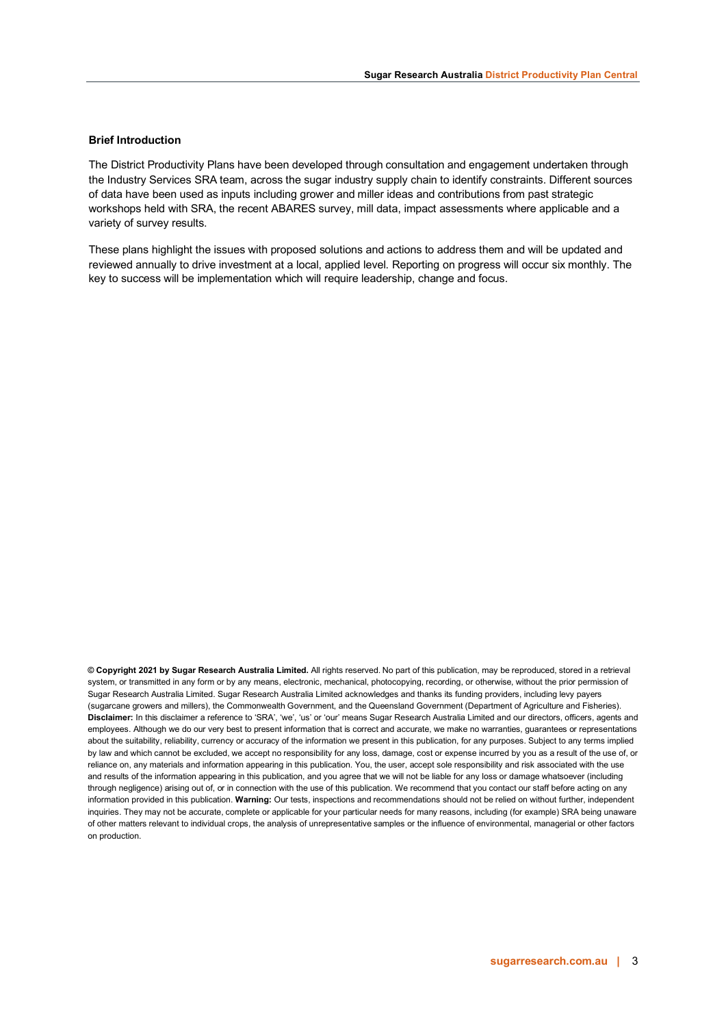**Brief Introduction**

The District Productivity Plans have been developed through consultation and engagement undertaken through the Industry Services SRA team, across the sugar industry supply chain to identify constraints. Different sources of data have been used as inputs including grower and miller ideas and contributions from past strategic workshops held with SRA, the recent ABARES survey, mill data, impact assessments where applicable and a variety of survey results.

These plans highlight the issues with proposed solutions and actions to address them and will be updated and reviewed annually to drive investment at a local, applied level. Reporting on progress will occur six monthly. The key to success will be implementation which will require leadership, change and focus.

**© Copyright 2021 by Sugar Research Australia Limited.** All rights reserved. No part of this publication, may be reproduced, stored in a retrieval system, or transmitted in any form or by any means, electronic, mechanical, photocopying, recording, or otherwise, without the prior permission of Sugar Research Australia Limited. Sugar Research Australia Limited acknowledges and thanks its funding providers, including levy payers (sugarcane growers and millers), the Commonwealth Government, and the Queensland Government (Department of Agriculture and Fisheries). **Disclaimer:** In this disclaimer a reference to 'SRA', 'we', 'us' or 'our' means Sugar Research Australia Limited and our directors, officers, agents and employees. Although we do our very best to present information that is correct and accurate, we make no warranties, guarantees or representations about the suitability, reliability, currency or accuracy of the information we present in this publication, for any purposes. Subject to any terms implied by law and which cannot be excluded, we accept no responsibility for any loss, damage, cost or expense incurred by you as a result of the use of, or reliance on, any materials and information appearing in this publication. You, the user, accept sole responsibility and risk associated with the use and results of the information appearing in this publication, and you agree that we will not be liable for any loss or damage whatsoever (including through negligence) arising out of, or in connection with the use of this publication. We recommend that you contact our staff before acting on any information provided in this publication. **Warning:** Our tests, inspections and recommendations should not be relied on without further, independent inquiries. They may not be accurate, complete or applicable for your particular needs for many reasons, including (for example) SRA being unaware of other matters relevant to individual crops, the analysis of unrepresentative samples or the influence of environmental, managerial or other factors on production.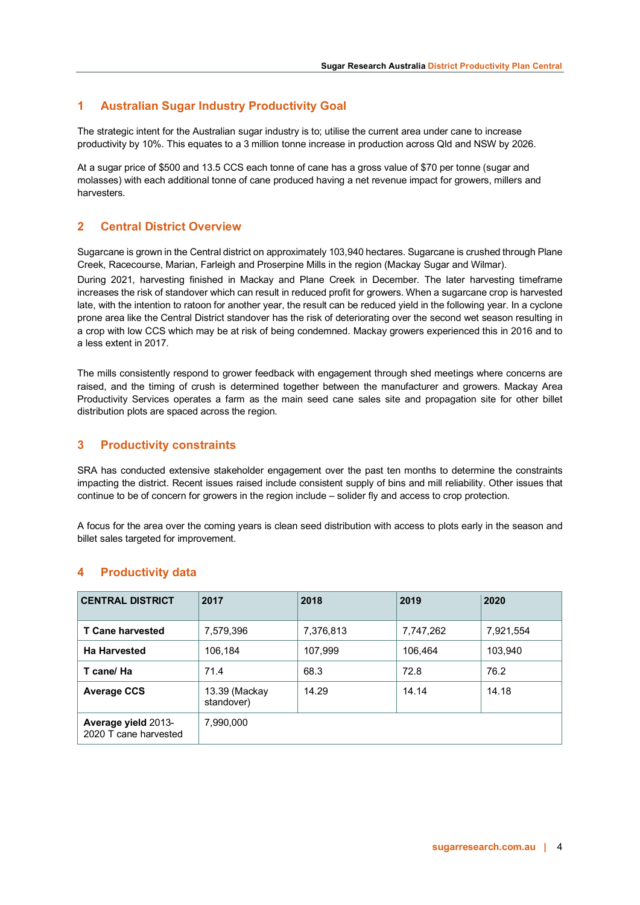## 1 Australian Sugar Industry Productivity Goal

The strategic intent for the Australian sugar industry is to; utilise the current area under cane to increase productivity by 10%. This equates to a 3 million tonne increase in production across Qld and NSW by 2026.

At a sugar price of $500 and 13.5 CCS each tonne of cane has a gross value of $70 per tonne (sugar and molasses) with each additional tonne of cane produced having a net revenue impact for growers, millers and harvesters.

## 2 Central District Overview

Sugarcane is grown in the Central district on approximately 103,940 hectares. Sugarcane is crushed through Plane Creek, Racecourse, Marian, Farleigh and Proserpine Mills in the region (Mackay Sugar and Wilmar).

During 2021, harvesting finished in Mackay and Plane Creek in December. The later harvesting timeframe increases the risk of standover which can result in reduced profit for growers. When a sugarcane crop is harvested late, with the intention to ratoon for another year, the result can be reduced yield in the following year. In a cyclone prone area like the Central District standover has the risk of deteriorating over the second wet season resulting in a crop with low CCS which may be at risk of being condemned. Mackay growers experienced this in 2016 and to a less extent in 2017.

The mills consistently respond to grower feedback with engagement through shed meetings where concerns are raised, and the timing of crush is determined together between the manufacturer and growers. Mackay Area Productivity Services operates a farm as the main seed cane sales site and propagation site for other billet distribution plots are spaced across the region.

## 3 Productivity constraints

SRA has conducted extensive stakeholder engagement over the past ten months to determine the constraints impacting the district. Recent issues raised include consistent supply of bins and mill reliability. Other issues that continue to be of concern for growers in the region include – solider fly and access to crop protection.

A focus for the area over the coming years is clean seed distribution with access to plots early in the season and billet sales targeted for improvement.

## 4 Productivity data

| CENTRAL DISTRICT | 2017 | 2018 | 2019 | 2020 |
|---|---|---|---|---|
| **T Cane harvested** | 7,579,396 | 7,376,813 | 7,747,262 | 7,921,554 |
| **Ha Harvested** | 106,184 | 107,999 | 106,464 | 103,940 |
| **T cane/ Ha** | 71.4 | 68.3 | 72.8 | 76.2 |
| **Average CCS** | 13.39 (Mackay standover) | 14.29 | 14.14 | 14.18 |
| **Average yield** 2013-2020 T cane harvested | 7,990,000 | | | |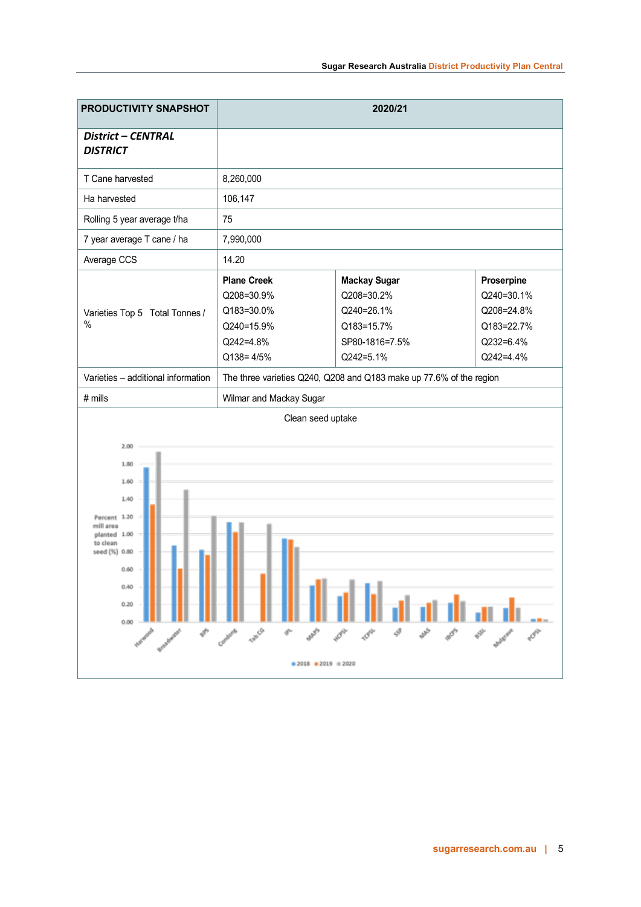| PRODUCTIVITY SNAPSHOT | 2020/21 | | |
|---|---|---|---|
| ***District – CENTRAL DISTRICT*** | | | |
| T Cane harvested | 8,260,000 | | |
| Ha harvested | 106,147 | | |
| Rolling 5 year average t/ha | 75 | | |
| 7 year average T cane / ha | 7,990,000 | | |
| Average CCS | 14.20 | | |
| Varieties Top 5 Total Tonnes / % | **Plane Creek**<br>Q208=30.9%<br>Q183=30.0%<br>Q240=15.9%<br>Q242=4.8%<br>Q138= 4/5% | **Mackay Sugar**<br>Q208=30.2%<br>Q240=26.1%<br>Q183=15.7%<br>SP80-1816=7.5%<br>Q242=5.1% | **Proserpine**<br>Q240=30.1%<br>Q208=24.8%<br>Q183=22.7%<br>Q232=6.4%<br>Q242=4.4% |
| Varieties – additional information | The three varieties Q240, Q208 and Q183 make up 77.6% of the region | | |
| # mills | Wilmar and Mackay Sugar | | |

Clean seed uptake

Percent mill area planted to clean seed (%)

Harwood, Broadwater, BPS, Condong, Tab CG, IPL, MAPS, HCPSL, TCPSL, SSP, MAS, IBCPS, BSSL, Mulgrave, PCPSL

2018 | 2019 | 2020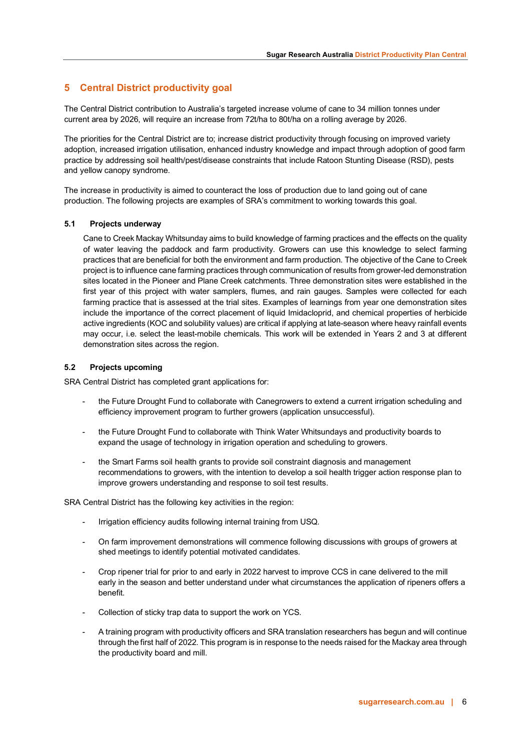## 5 Central District productivity goal

The Central District contribution to Australia's targeted increase volume of cane to 34 million tonnes under current area by 2026, will require an increase from 72t/ha to 80t/ha on a rolling average by 2026.

The priorities for the Central District are to; increase district productivity through focusing on improved variety adoption, increased irrigation utilisation, enhanced industry knowledge and impact through adoption of good farm practice by addressing soil health/pest/disease constraints that include Ratoon Stunting Disease (RSD), pests and yellow canopy syndrome.

The increase in productivity is aimed to counteract the loss of production due to land going out of cane production. The following projects are examples of SRA's commitment to working towards this goal.

### 5.1 Projects underway

Cane to Creek Mackay Whitsunday aims to build knowledge of farming practices and the effects on the quality of water leaving the paddock and farm productivity. Growers can use this knowledge to select farming practices that are beneficial for both the environment and farm production. The objective of the Cane to Creek project is to influence cane farming practices through communication of results from grower-led demonstration sites located in the Pioneer and Plane Creek catchments. Three demonstration sites were established in the first year of this project with water samplers, flumes, and rain gauges. Samples were collected for each farming practice that is assessed at the trial sites. Examples of learnings from year one demonstration sites include the importance of the correct placement of liquid Imidacloprid, and chemical properties of herbicide active ingredients (KOC and solubility values) are critical if applying at late-season where heavy rainfall events may occur, i.e. select the least-mobile chemicals. This work will be extended in Years 2 and 3 at different demonstration sites across the region.

### 5.2 Projects upcoming

SRA Central District has completed grant applications for:

- the Future Drought Fund to collaborate with Canegrowers to extend a current irrigation scheduling and efficiency improvement program to further growers (application unsuccessful).
- the Future Drought Fund to collaborate with Think Water Whitsundays and productivity boards to expand the usage of technology in irrigation operation and scheduling to growers.
- the Smart Farms soil health grants to provide soil constraint diagnosis and management recommendations to growers, with the intention to develop a soil health trigger action response plan to improve growers understanding and response to soil test results.

SRA Central District has the following key activities in the region:

- Irrigation efficiency audits following internal training from USQ.
- On farm improvement demonstrations will commence following discussions with groups of growers at shed meetings to identify potential motivated candidates.
- Crop ripener trial for prior to and early in 2022 harvest to improve CCS in cane delivered to the mill early in the season and better understand under what circumstances the application of ripeners offers a benefit.
- Collection of sticky trap data to support the work on YCS.
- A training program with productivity officers and SRA translation researchers has begun and will continue through the first half of 2022. This program is in response to the needs raised for the Mackay area through the productivity board and mill.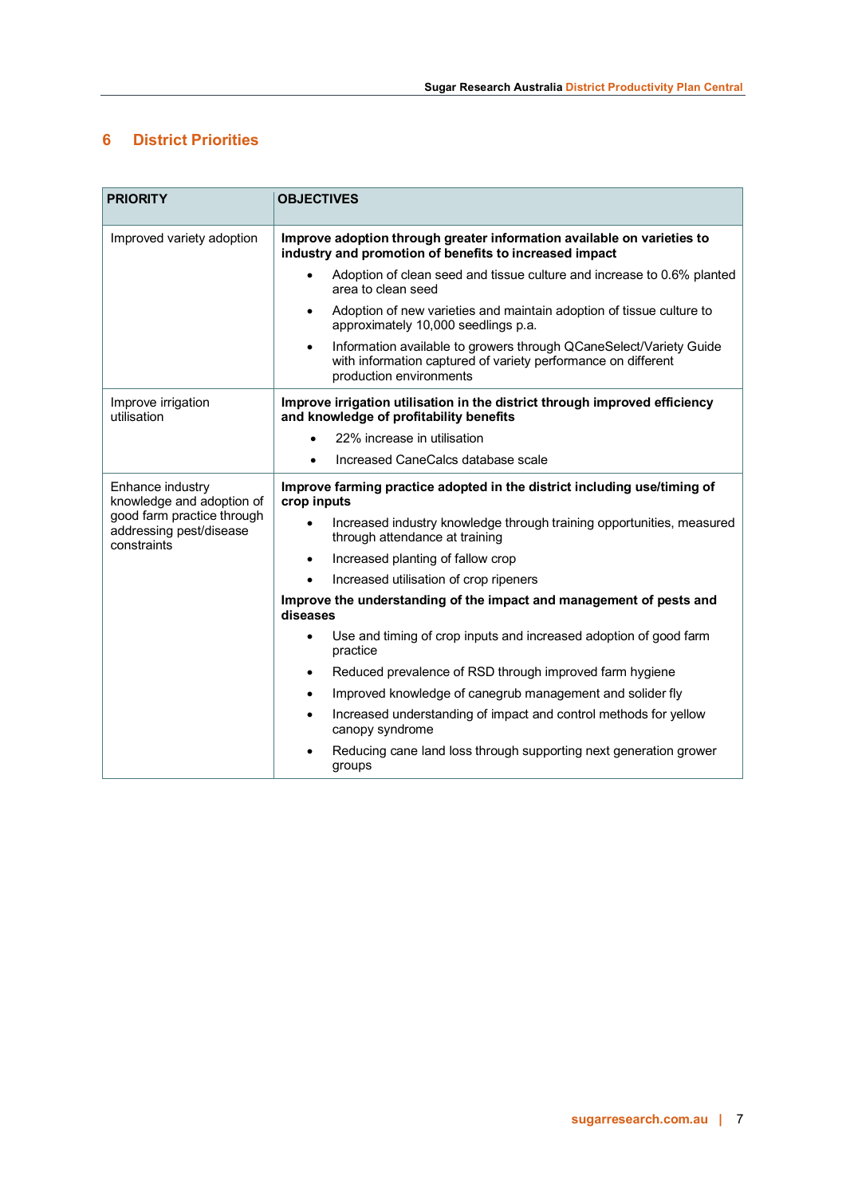# 6 District Priorities

| PRIORITY | OBJECTIVES |
|---|---|
| Improved variety adoption | **Improve adoption through greater information available on varieties to industry and promotion of benefits to increased impact**<br>• Adoption of clean seed and tissue culture and increase to 0.6% planted area to clean seed<br>• Adoption of new varieties and maintain adoption of tissue culture to approximately 10,000 seedlings p.a.<br>• Information available to growers through QCaneSelect/Variety Guide with information captured of variety performance on different production environments |
| Improve irrigation utilisation | **Improve irrigation utilisation in the district through improved efficiency and knowledge of profitability benefits**<br>• 22% increase in utilisation<br>• Increased CaneCalcs database scale |
| Enhance industry knowledge and adoption of good farm practice through addressing pest/disease constraints | **Improve farming practice adopted in the district including use/timing of crop inputs**<br>• Increased industry knowledge through training opportunities, measured through attendance at training<br>• Increased planting of fallow crop<br>• Increased utilisation of crop ripeners<br>**Improve the understanding of the impact and management of pests and diseases**<br>• Use and timing of crop inputs and increased adoption of good farm practice<br>• Reduced prevalence of RSD through improved farm hygiene<br>• Improved knowledge of canegrub management and solider fly<br>• Increased understanding of impact and control methods for yellow canopy syndrome<br>• Reducing cane land loss through supporting next generation grower groups |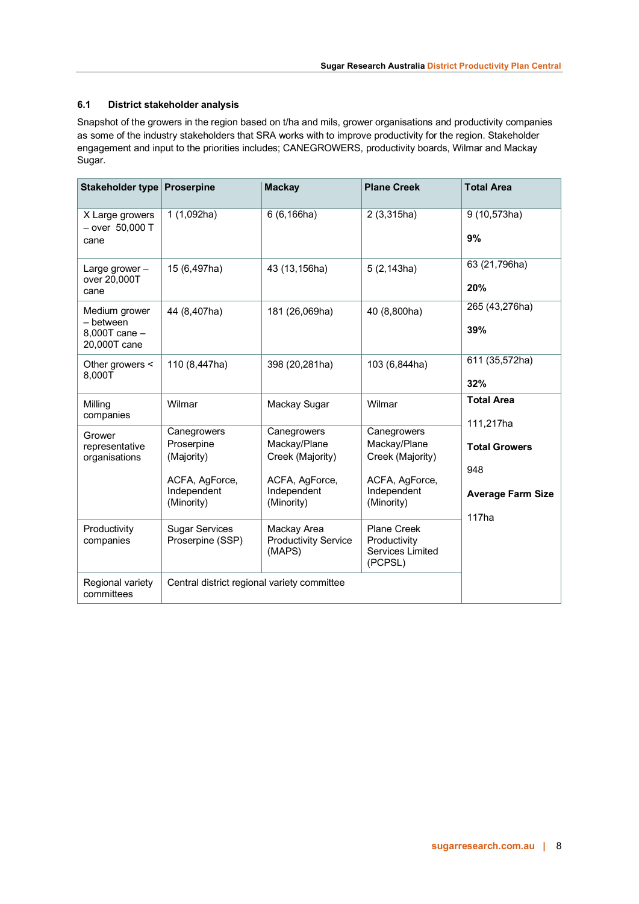### 6.1 District stakeholder analysis

Snapshot of the growers in the region based on t/ha and mils, grower organisations and productivity companies as some of the industry stakeholders that SRA works with to improve productivity for the region. Stakeholder engagement and input to the priorities includes; CANEGROWERS, productivity boards, Wilmar and Mackay Sugar.

| Stakeholder type | Proserpine | Mackay | Plane Creek | Total Area |
|---|---|---|---|---|
| X Large growers – over 50,000 T cane | 1 (1,092ha) | 6 (6,166ha) | 2 (3,315ha) | 9 (10,573ha)<br>**9%** |
| Large grower – over 20,000T cane | 15 (6,497ha) | 43 (13,156ha) | 5 (2,143ha) | 63 (21,796ha)<br>**20%** |
| Medium grower – between 8,000T cane – 20,000T cane | 44 (8,407ha) | 181 (26,069ha) | 40 (8,800ha) | 265 (43,276ha)<br>**39%** |
| Other growers < 8,000T | 110 (8,447ha) | 398 (20,281ha) | 103 (6,844ha) | 611 (35,572ha)<br>**32%** |
| Milling companies | Wilmar | Mackay Sugar | Wilmar | **Total Area**<br>111,217ha<br>**Total Growers**<br>948<br>**Average Farm Size**<br>117ha |
| Grower representative organisations | Canegrowers Proserpine (Majority)<br>ACFA, AgForce, Independent (Minority) | Canegrowers Mackay/Plane Creek (Majority)<br>ACFA, AgForce, Independent (Minority) | Canegrowers Mackay/Plane Creek (Majority)<br>ACFA, AgForce, Independent (Minority) | |
| Productivity companies | Sugar Services Proserpine (SSP) | Mackay Area Productivity Service (MAPS) | Plane Creek Productivity Services Limited (PCPSL) | |
| Regional variety committees | Central district regional variety committee | | | |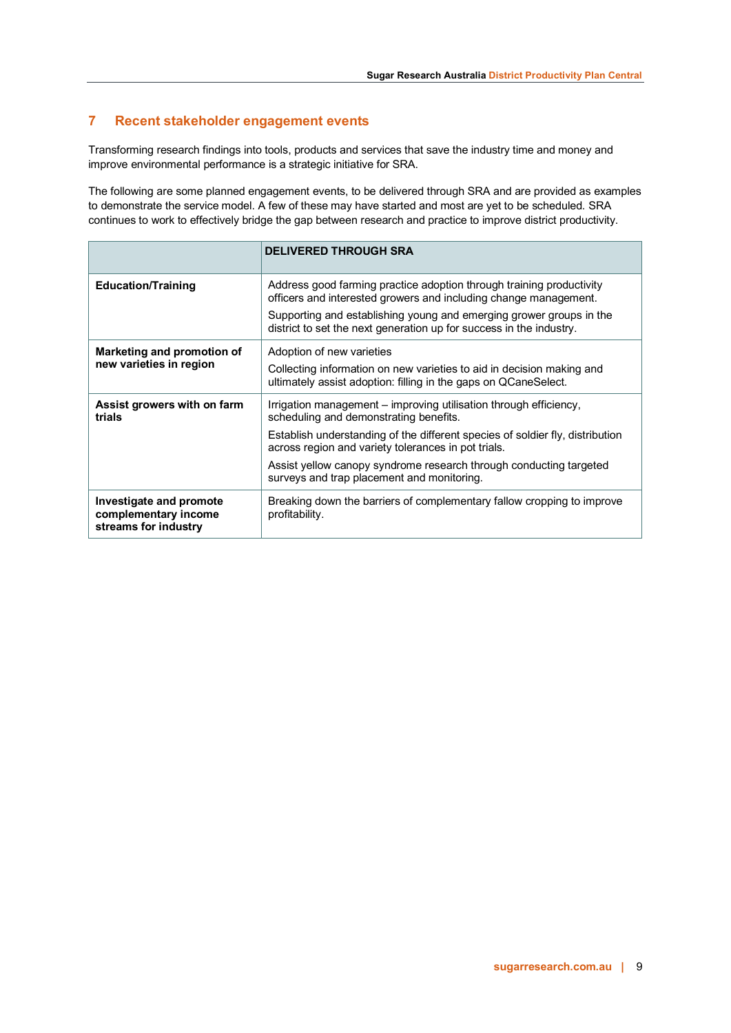## 7 Recent stakeholder engagement events

Transforming research findings into tools, products and services that save the industry time and money and improve environmental performance is a strategic initiative for SRA.

The following are some planned engagement events, to be delivered through SRA and are provided as examples to demonstrate the service model. A few of these may have started and most are yet to be scheduled. SRA continues to work to effectively bridge the gap between research and practice to improve district productivity.

| | **DELIVERED THROUGH SRA** |
|---|---|
| **Education/Training** | Address good farming practice adoption through training productivity officers and interested growers and including change management.<br><br>Supporting and establishing young and emerging grower groups in the district to set the next generation up for success in the industry. |
| **Marketing and promotion of new varieties in region** | Adoption of new varieties<br><br>Collecting information on new varieties to aid in decision making and ultimately assist adoption: filling in the gaps on QCaneSelect. |
| **Assist growers with on farm trials** | Irrigation management – improving utilisation through efficiency, scheduling and demonstrating benefits.<br><br>Establish understanding of the different species of soldier fly, distribution across region and variety tolerances in pot trials.<br><br>Assist yellow canopy syndrome research through conducting targeted surveys and trap placement and monitoring. |
| **Investigate and promote complementary income streams for industry** | Breaking down the barriers of complementary fallow cropping to improve profitability. |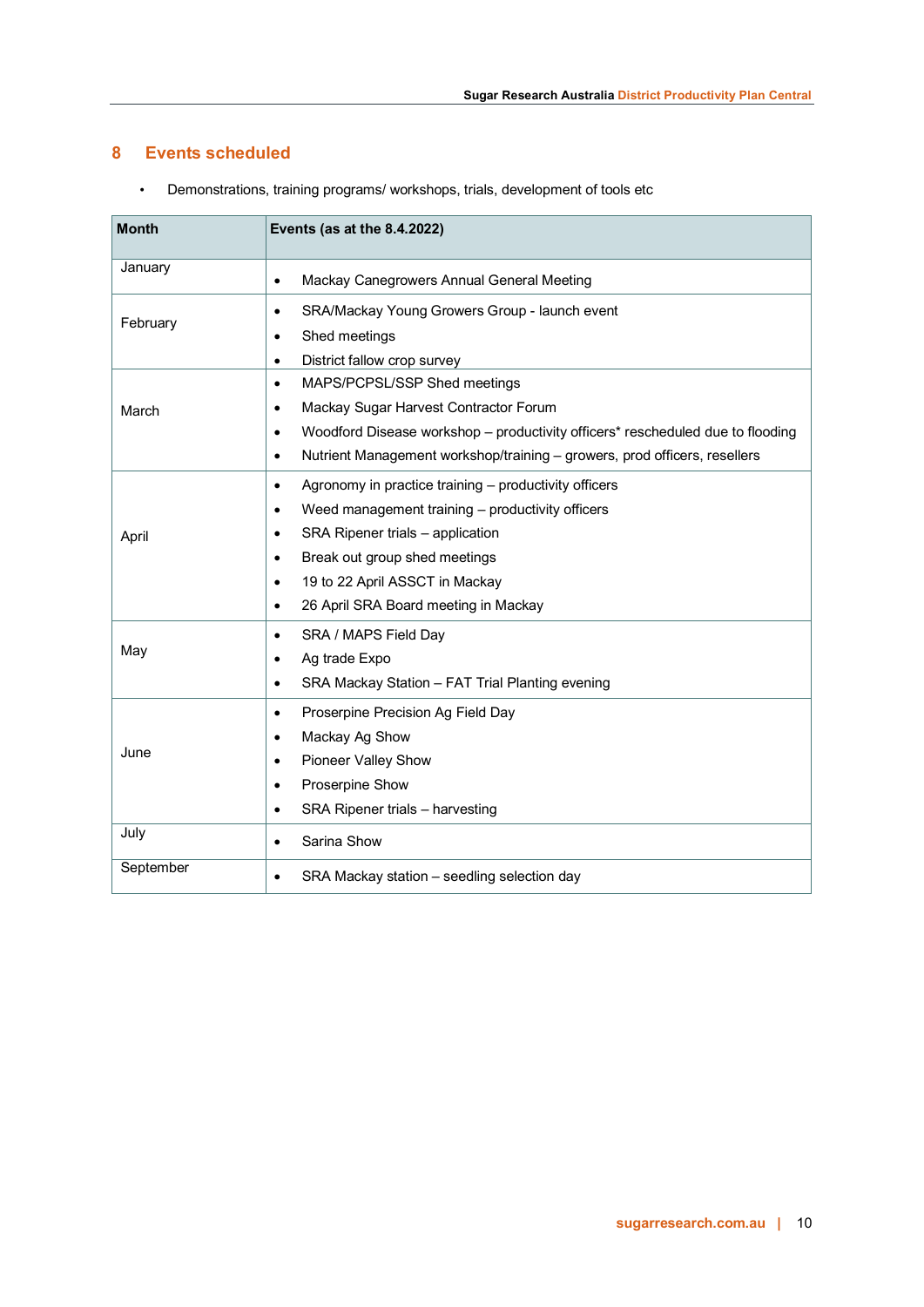## 8 Events scheduled

- Demonstrations, training programs/ workshops, trials, development of tools etc

| Month | Events (as at the 8.4.2022) |
|---|---|
| January | • Mackay Canegrowers Annual General Meeting |
| February | • SRA/Mackay Young Growers Group - launch event<br>• Shed meetings<br>• District fallow crop survey |
| March | • MAPS/PCPSL/SSP Shed meetings<br>• Mackay Sugar Harvest Contractor Forum<br>• Woodford Disease workshop – productivity officers* rescheduled due to flooding<br>• Nutrient Management workshop/training – growers, prod officers, resellers |
| April | • Agronomy in practice training – productivity officers<br>• Weed management training – productivity officers<br>• SRA Ripener trials – application<br>• Break out group shed meetings<br>• 19 to 22 April ASSCT in Mackay<br>• 26 April SRA Board meeting in Mackay |
| May | • SRA / MAPS Field Day<br>• Ag trade Expo<br>• SRA Mackay Station – FAT Trial Planting evening |
| June | • Proserpine Precision Ag Field Day<br>• Mackay Ag Show<br>• Pioneer Valley Show<br>• Proserpine Show<br>• SRA Ripener trials – harvesting |
| July | • Sarina Show |
| September | • SRA Mackay station – seedling selection day |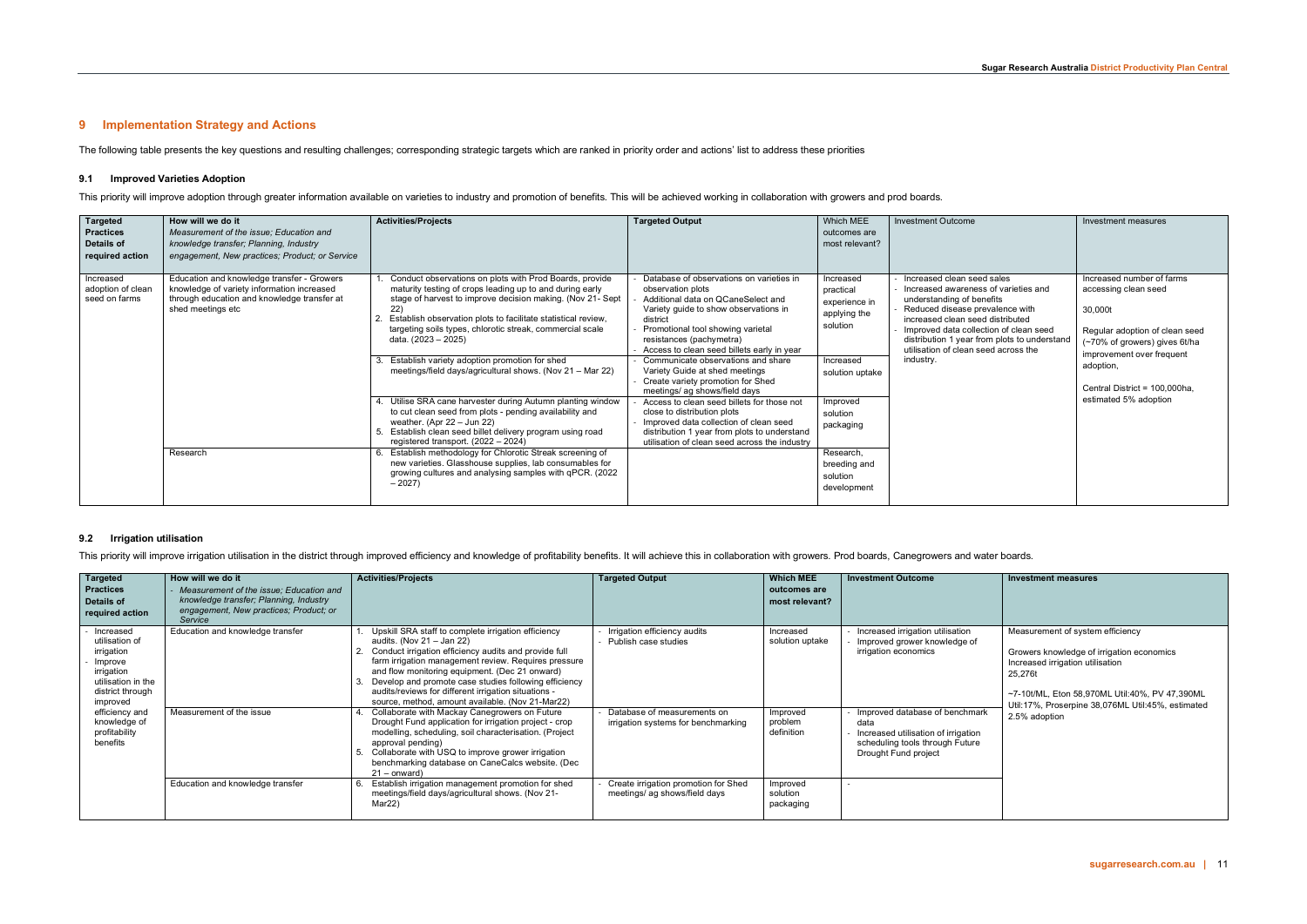## 9 Implementation Strategy and Actions

The following table presents the key questions and resulting challenges; corresponding strategic targets which are ranked in priority order and actions' list to address these priorities

### 9.1 Improved Varieties Adoption

This priority will improve adoption through greater information available on varieties to industry and promotion of benefits. This will be achieved working in collaboration with growers and prod boards.

| Targeted Practices Details of required action | How will we do it *Measurement of the issue; Education and knowledge transfer; Planning, Industry engagement, New practices; Product; or Service* | Activities/Projects | Targeted Output | Which MEE outcomes are most relevant? | Investment Outcome | Investment measures |
|---|---|---|---|---|---|---|
| Increased adoption of clean seed on farms | Education and knowledge transfer - Growers knowledge of variety information increased through education and knowledge transfer at shed meetings etc | 1. Conduct observations on plots with Prod Boards, provide maturity testing of crops leading up to and during early stage of harvest to improve decision making. (Nov 21- Sept 22)<br>2. Establish observation plots to facilitate statistical review, targeting soils types, chlorotic streak, commercial scale data. (2023 – 2025) | - Database of observations on varieties in observation plots<br>- Additional data on QCaneSelect and Variety guide to show observations in district<br>- Promotional tool showing varietal resistances (pachymetra)<br>- Access to clean seed billets early in year | Increased practical experience in applying the solution | - Increased clean seed sales<br>- Increased awareness of varieties and understanding of benefits<br>- Reduced disease prevalence with increased clean seed distributed<br>- Improved data collection of clean seed distribution 1 year from plots to understand utilisation of clean seed across the industry. | Increased number of farms accessing clean seed<br><br>30,000t<br><br>Regular adoption of clean seed (~70% of growers) gives 6t/ha improvement over frequent adoption,<br><br>Central District = 100,000ha, estimated 5% adoption |
| | | 3. Establish variety adoption promotion for shed meetings/field days/agricultural shows. (Nov 21 – Mar 22) | - Communicate observations and share Variety Guide at shed meetings<br>- Create variety promotion for Shed meetings/ ag shows/field days | Increased solution uptake | | |
| | | 4. Utilise SRA cane harvester during Autumn planting window to cut clean seed from plots - pending availability and weather. (Apr 22 – Jun 22)<br>5. Establish clean seed billet delivery program using road registered transport. (2022 – 2024) | - Access to clean seed billets for those not close to distribution plots<br>- Improved data collection of clean seed distribution 1 year from plots to understand utilisation of clean seed across the industry | Improved solution packaging | | |
| | Research | 6. Establish methodology for Chlorotic Streak screening of new varieties. Glasshouse supplies, lab consumables for growing cultures and analysing samples with qPCR. (2022 – 2027) | | Research, breeding and solution development | | |

### 9.2 Irrigation utilisation

This priority will improve irrigation utilisation in the district through improved efficiency and knowledge of profitability benefits. It will achieve this in collaboration with growers. Prod boards, Canegrowers and water boards.

| Targeted Practices Details of required action | How will we do it - *Measurement of the issue; Education and knowledge transfer; Planning, Industry engagement, New practices; Product; or Service* | Activities/Projects | Targeted Output | Which MEE outcomes are most relevant? | Investment Outcome | Investment measures |
|---|---|---|---|---|---|---|
| - Increased utilisation of irrigation<br>- Improve irrigation utilisation in the district through improved efficiency and knowledge of profitability benefits | Education and knowledge transfer | 1. Upskill SRA staff to complete irrigation efficiency audits. (Nov 21 – Jan 22)<br>2. Conduct irrigation efficiency audits and provide full farm irrigation management review. Requires pressure and flow monitoring equipment. (Dec 21 onward)<br>3. Develop and promote case studies following efficiency audits/reviews for different irrigation situations - source, method, amount available. (Nov 21-Mar22) | - Irrigation efficiency audits<br>- Publish case studies | Increased solution uptake | - Increased irrigation utilisation<br>- Improved grower knowledge of irrigation economics | Measurement of system efficiency<br><br>Growers knowledge of irrigation economics<br>Increased irrigation utilisation<br>25,276t<br><br>~7-10t/ML, Eton 58,970ML Util:40%, PV 47,390ML Util:17%, Proserpine 38,076ML Util:45%, estimated 2.5% adoption |
| | Measurement of the issue | 4. Collaborate with Mackay Canegrowers on Future Drought Fund application for irrigation project - crop modelling, scheduling, soil characterisation. (Project approval pending)<br>5. Collaborate with USQ to improve grower irrigation benchmarking database on CaneCalcs website. (Dec 21 – onward) | - Database of measurements on irrigation systems for benchmarking | Improved problem definition | - Improved database of benchmark data<br>- Increased utilisation of irrigation scheduling tools through Future Drought Fund project | |
| | Education and knowledge transfer | 6. Establish irrigation management promotion for shed meetings/field days/agricultural shows. (Nov 21-Mar22) | - Create irrigation promotion for Shed meetings/ ag shows/field days | Improved solution packaging | - | |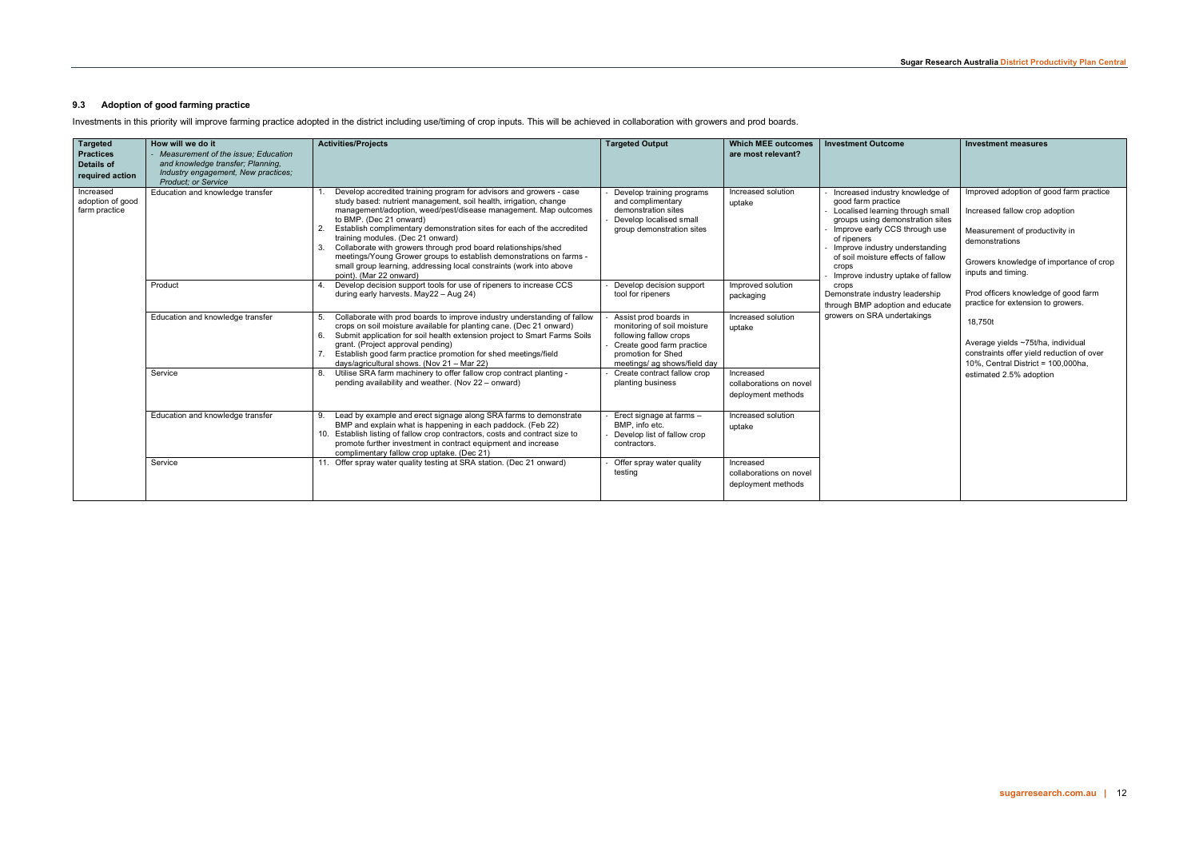### 9.3 Adoption of good farming practice

Investments in this priority will improve farming practice adopted in the district including use/timing of crop inputs. This will be achieved in collaboration with growers and prod boards.

| Targeted Practices Details of required action | How will we do it<br>- *Measurement of the issue; Education and knowledge transfer; Planning, Industry engagement, New practices; Product; or Service* | Activities/Projects | Targeted Output | Which MEE outcomes are most relevant? | Investment Outcome | Investment measures |
|---|---|---|---|---|---|---|
| Increased adoption of good farm practice | Education and knowledge transfer | 1. Develop accredited training program for advisors and growers - case study based: nutrient management, soil health, irrigation, change management/adoption, weed/pest/disease management. Map outcomes to BMP. (Dec 21 onward)<br>2. Establish complimentary demonstration sites for each of the accredited training modules. (Dec 21 onward)<br>3. Collaborate with growers through prod board relationships/shed meetings/Young Grower groups to establish demonstrations on farms - small group learning, addressing local constraints (work into above point). (Mar 22 onward) | - Develop training programs and complimentary demonstration sites<br>- Develop localised small group demonstration sites | Increased solution uptake | - Increased industry knowledge of good farm practice<br>- Localised learning through small groups using demonstration sites<br>- Improve early CCS through use of ripeners<br>- Improve industry understanding of soil moisture effects of fallow crops<br>- Improve industry uptake of fallow crops<br>Demonstrate industry leadership through BMP adoption and educate growers on SRA undertakings | Improved adoption of good farm practice<br><br>Increased fallow crop adoption<br><br>Measurement of productivity in demonstrations<br><br>Growers knowledge of importance of crop inputs and timing.<br><br>Prod officers knowledge of good farm practice for extension to growers.<br><br>18,750t<br><br>Average yields ~75t/ha, individual constraints offer yield reduction of over 10%, Central District = 100,000ha, estimated 2.5% adoption |
| | Product | 4. Develop decision support tools for use of ripeners to increase CCS during early harvests. May22 – Aug 24) | - Develop decision support tool for ripeners | Improved solution packaging | | |
| | Education and knowledge transfer | 5. Collaborate with prod boards to improve industry understanding of fallow crops on soil moisture available for planting cane. (Dec 21 onward)<br>6. Submit application for soil health extension project to Smart Farms Soils grant. (Project approval pending)<br>7. Establish good farm practice promotion for shed meetings/field days/agricultural shows. (Nov 21 – Mar 22) | - Assist prod boards in monitoring of soil moisture following fallow crops<br>- Create good farm practice promotion for Shed meetings/ ag shows/field day | Increased solution uptake | | |
| | Service | 8. Utilise SRA farm machinery to offer fallow crop contract planting - pending availability and weather. (Nov 22 – onward) | - Create contract fallow crop planting business | Increased collaborations on novel deployment methods | | |
| | Education and knowledge transfer | 9. Lead by example and erect signage along SRA farms to demonstrate BMP and explain what is happening in each paddock. (Feb 22)<br>10. Establish listing of fallow crop contractors, costs and contract size to promote further investment in contract equipment and increase complimentary fallow crop uptake. (Dec 21) | - Erect signage at farms – BMP, info etc.<br>- Develop list of fallow crop contractors. | Increased solution uptake | | |
| | Service | 11. Offer spray water quality testing at SRA station. (Dec 21 onward) | - Offer spray water quality testing | Increased collaborations on novel deployment methods | | |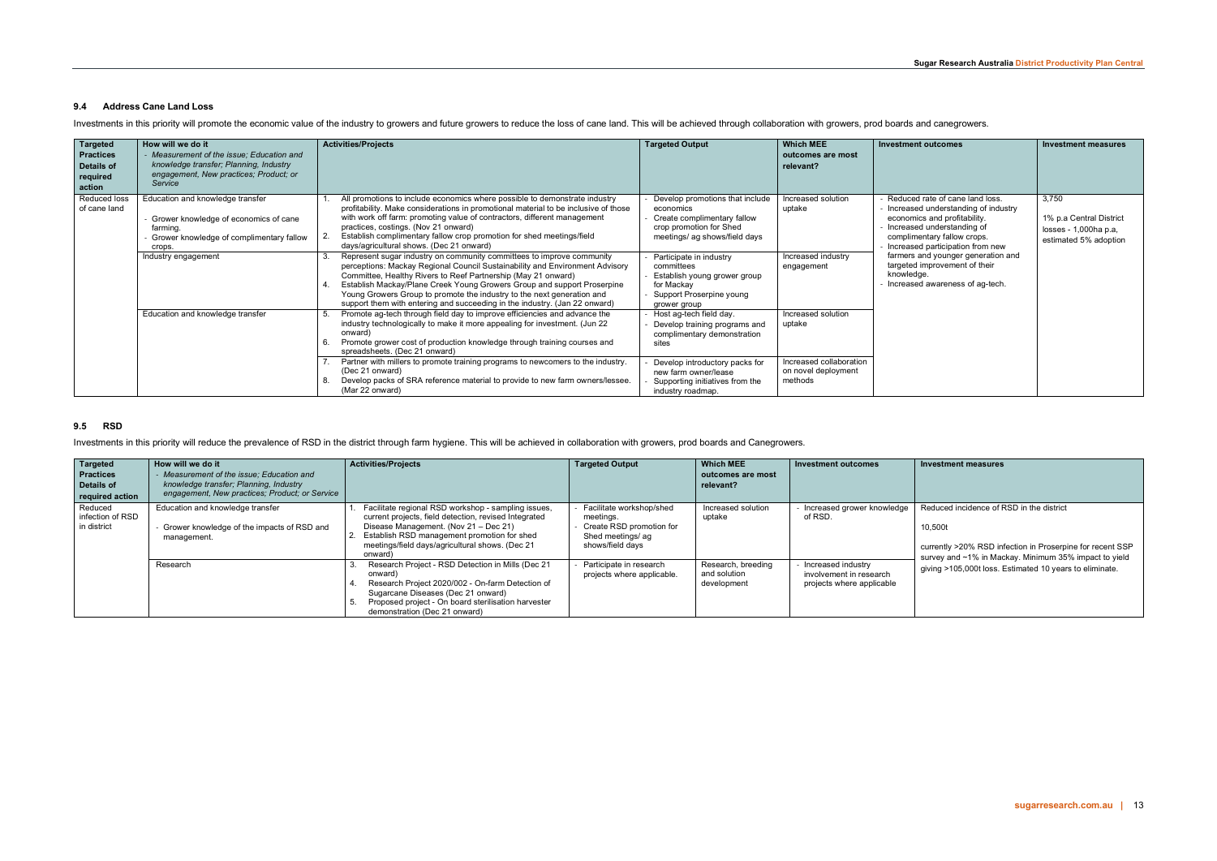### 9.4 Address Cane Land Loss

Investments in this priority will promote the economic value of the industry to growers and future growers to reduce the loss of cane land. This will be achieved through collaboration with growers, prod boards and canegrowers.

| Targeted Practices Details of required action | How will we do it<br>- *Measurement of the issue; Education and knowledge transfer; Planning, Industry engagement, New practices; Product; or Service* | Activities/Projects | Targeted Output | Which MEE outcomes are most relevant? | Investment outcomes | Investment measures |
|---|---|---|---|---|---|---|
| Reduced loss of cane land | Education and knowledge transfer<br>- Grower knowledge of economics of cane farming.<br>- Grower knowledge of complimentary fallow crops. | 1. All promotions to include economics where possible to demonstrate industry profitability. Make considerations in promotional material to be inclusive of those with work off farm: promoting value of contractors, different management practices, costings. (Nov 21 onward)<br>2. Establish complimentary fallow crop promotion for shed meetings/field days/agricultural shows. (Dec 21 onward) | - Develop promotions that include economics<br>- Create complimentary fallow crop promotion for Shed meetings/ ag shows/field days | Increased solution uptake | - Reduced rate of cane land loss.<br>- Increased understanding of industry economics and profitability.<br>- Increased understanding of complimentary fallow crops.<br>- Increased participation from new farmers and younger generation and targeted improvement of their knowledge.<br>- Increased awareness of ag-tech. | 3,750<br><br>1% p.a Central District losses - 1,000ha p.a, estimated 5% adoption |
| | Industry engagement | 3. Represent sugar industry on community committees to improve community perceptions: Mackay Regional Council Sustainability and Environment Advisory Committee, Healthy Rivers to Reef Partnership (May 21 onward)<br>4. Establish Mackay/Plane Creek Young Growers Group and support Proserpine Young Growers Group to promote the industry to the next generation and support them with entering and succeeding in the industry. (Jan 22 onward) | - Participate in industry committees<br>- Establish young grower group for Mackay<br>- Support Proserpine young grower group | Increased industry engagement | | |
| | Education and knowledge transfer | 5. Promote ag-tech through field day to improve efficiencies and advance the industry technologically to make it more appealing for investment. (Jun 22 onward)<br>6. Promote grower cost of production knowledge through training courses and spreadsheets. (Dec 21 onward) | - Host ag-tech field day.<br>- Develop training programs and complimentary demonstration sites | Increased solution uptake | | |
| | | 7. Partner with millers to promote training programs to newcomers to the industry. (Dec 21 onward)<br>8. Develop packs of SRA reference material to provide to new farm owners/lessee. (Mar 22 onward) | - Develop introductory packs for new farm owner/lease<br>- Supporting initiatives from the industry roadmap. | Increased collaboration on novel deployment methods | | |

### 9.5 RSD

Investments in this priority will reduce the prevalence of RSD in the district through farm hygiene. This will be achieved in collaboration with growers, prod boards and Canegrowers.

| Targeted Practices Details of required action | How will we do it<br>- *Measurement of the issue; Education and knowledge transfer; Planning, Industry engagement, New practices; Product; or Service* | Activities/Projects | Targeted Output | Which MEE outcomes are most relevant? | Investment outcomes | Investment measures |
|---|---|---|---|---|---|---|
| Reduced infection of RSD in district | Education and knowledge transfer<br>- Grower knowledge of the impacts of RSD and management. | 1. Facilitate regional RSD workshop - sampling issues, current projects, field detection, revised Integrated Disease Management. (Nov 21 – Dec 21)<br>2. Establish RSD management promotion for shed meetings/field days/agricultural shows. (Dec 21 onward) | - Facilitate workshop/shed meetings.<br>- Create RSD promotion for Shed meetings/ ag shows/field days | Increased solution uptake | - Increased grower knowledge of RSD. | Reduced incidence of RSD in the district<br><br>10,500t<br><br>currently >20% RSD infection in Proserpine for recent SSP survey and ~1% in Mackay. Minimum 35% impact to yield giving >105,000t loss. Estimated 10 years to eliminate. |
| | Research | 3. Research Project - RSD Detection in Mills (Dec 21 onward)<br>4. Research Project 2020/002 - On-farm Detection of Sugarcane Diseases (Dec 21 onward)<br>5. Proposed project - On board sterilisation harvester demonstration (Dec 21 onward) | - Participate in research projects where applicable. | Research, breeding and solution development | - Increased industry involvement in research projects where applicable | |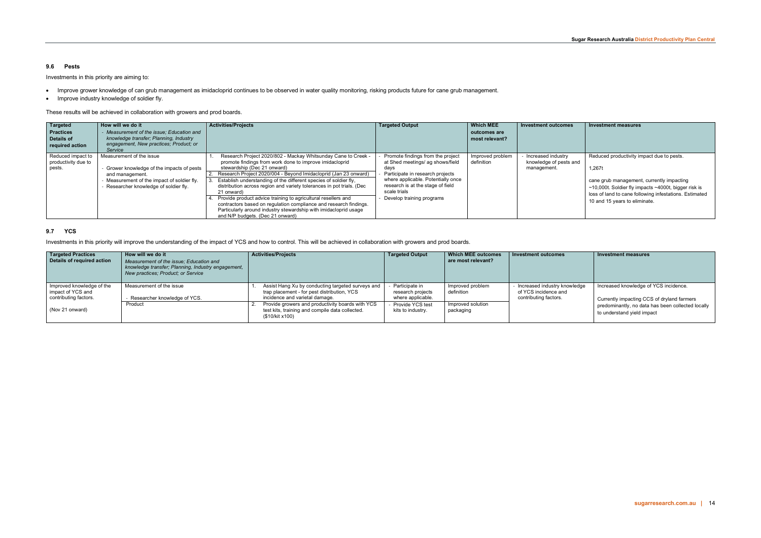### 9.6 Pests

Investments in this priority are aiming to:

- Improve grower knowledge of can grub management as imidacloprid continues to be observed in water quality monitoring, risking products future for cane grub management.
- Improve industry knowledge of soldier fly.

These results will be achieved in collaboration with growers and prod boards.

| Targeted Practices Details of required action | How will we do it - *Measurement of the issue; Education and knowledge transfer; Planning, Industry engagement, New practices; Product; or Service* | Activities/Projects | Targeted Output | Which MEE outcomes are most relevant? | Investment outcomes | Investment measures |
|---|---|---|---|---|---|---|
| Reduced impact to productivity due to pests. | Measurement of the issue<br><br>- Grower knowledge of the impacts of pests and management.<br>- Measurement of the impact of soldier fly.<br>- Researcher knowledge of soldier fly. | 1. Research Project 2020/802 - Mackay Whitsunday Cane to Creek - promote findings from work done to improve imidacloprid stewardship (Dec 21 onward)<br>2. Research Project 2020/004 - Beyond Imidacloprid (Jan 23 onward)<br>3. Establish understanding of the different species of soldier fly, distribution across region and variety tolerances in pot trials. (Dec 21 onward)<br>4. Provide product advice training to agricultural resellers and contractors based on regulation compliance and research findings. Particularly around industry stewardship with imidacloprid usage and N/P budgets. (Dec 21 onward) | - Promote findings from the project at Shed meetings/ ag shows/field days<br>- Participate in research projects where applicable. Potentially once research is at the stage of field scale trials<br>- Develop training programs | Improved problem definition | - Increased industry knowledge of pests and management. | Reduced productivity impact due to pests.<br><br>1,267t<br><br>cane grub management, currently impacting ~10,000t. Soldier fly impacts ~4000t, bigger risk is loss of land to cane following infestations. Estimated 10 and 15 years to eliminate. |

### 9.7 YCS

Investments in this priority will improve the understanding of the impact of YCS and how to control. This will be achieved in collaboration with growers and prod boards.

| Targeted Practices Details of required action | How will we do it *Measurement of the issue; Education and knowledge transfer; Planning, Industry engagement, New practices; Product; or Service* | Activities/Projects | Targeted Output | Which MEE outcomes are most relevant? | Investment outcomes | Investment measures |
|---|---|---|---|---|---|---|
| Improved knowledge of the impact of YCS and contributing factors.<br><br>(Nov 21 onward) | Measurement of the issue<br><br>- Researcher knowledge of YCS.<br>Product | 1. Assist Hang Xu by conducting targeted surveys and trap placement - for pest distribution, YCS incidence and varietal damage.<br>2. Provide growers and productivity boards with YCS test kits, training and compile data collected. ($10/kit x100) | - Participate in research projects where applicable.<br>- Provide YCS test kits to industry. | Improved problem definition<br><br>Improved solution packaging | - Increased industry knowledge of YCS incidence and contributing factors. | Increased knowledge of YCS incidence.<br><br>Currently impacting CCS of dryland farmers predominantly, no data has been collected locally to understand yield impact |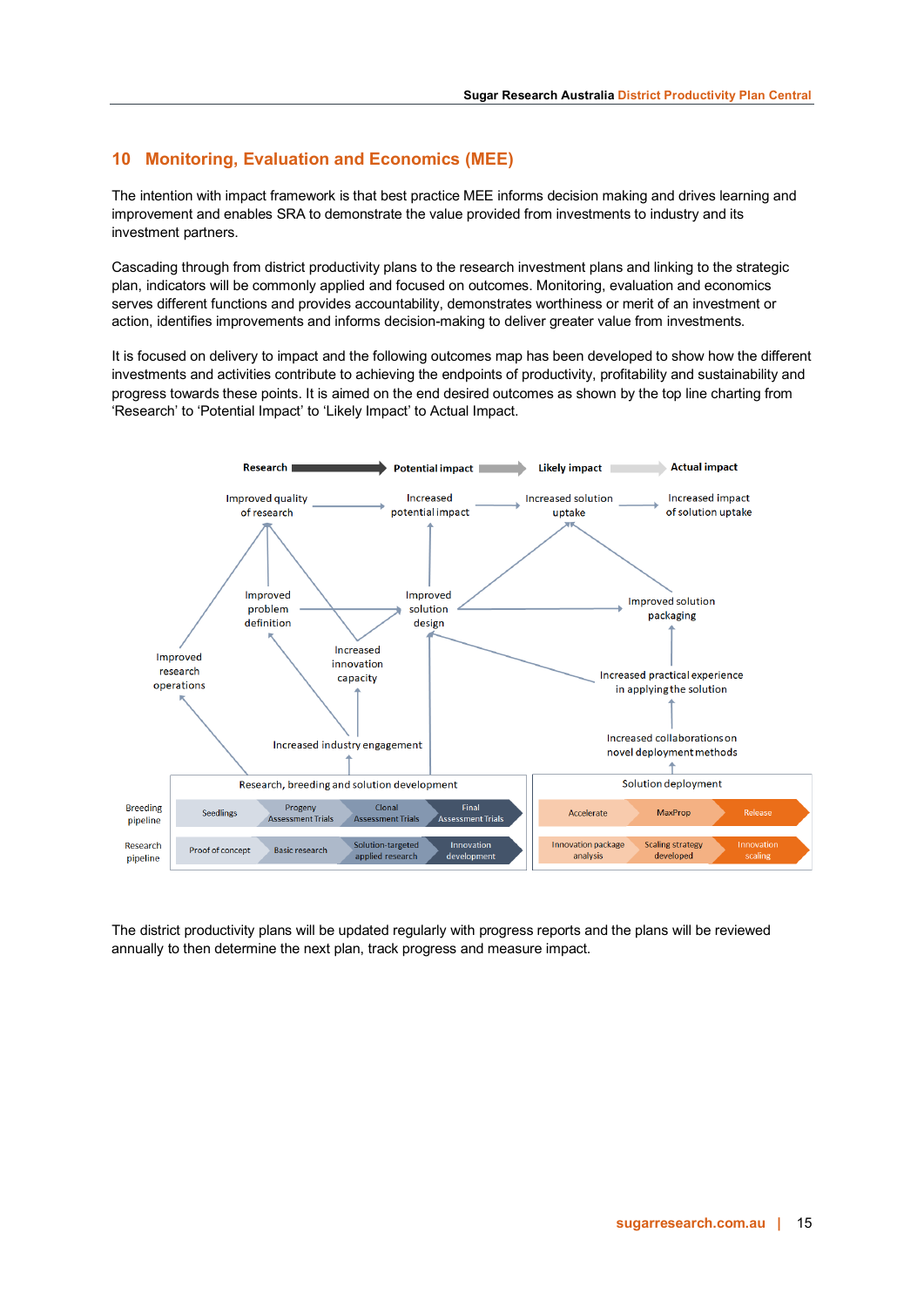## 10 Monitoring, Evaluation and Economics (MEE)

The intention with impact framework is that best practice MEE informs decision making and drives learning and improvement and enables SRA to demonstrate the value provided from investments to industry and its investment partners.

Cascading through from district productivity plans to the research investment plans and linking to the strategic plan, indicators will be commonly applied and focused on outcomes. Monitoring, evaluation and economics serves different functions and provides accountability, demonstrates worthiness or merit of an investment or action, identifies improvements and informs decision-making to deliver greater value from investments.

It is focused on delivery to impact and the following outcomes map has been developed to show how the different investments and activities contribute to achieving the endpoints of productivity, profitability and sustainability and progress towards these points. It is aimed on the end desired outcomes as shown by the top line charting from 'Research' to 'Potential Impact' to 'Likely Impact' to Actual Impact.

Research → Potential impact → Likely impact → Actual impact

Improved quality of research → Increased potential impact → Increased solution uptake → Increased impact of solution uptake

Improved problem definition; Improved solution design; Improved solution packaging; Improved research operations; Increased innovation capacity; Increased practical experience in applying the solution; Increased industry engagement; Increased collaborations on novel deployment methods

| | Research, breeding and solution development | | | | Solution deployment | | |
|---|---|---|---|---|---|---|---|
| Breeding pipeline | Seedlings | Progeny Assessment Trials | Clonal Assessment Trials | Final Assessment Trials | Accelerate | MaxProp | Release |
| Research pipeline | Proof of concept | Basic research | Solution-targeted applied research | Innovation development | Innovation package analysis | Scaling strategy developed | Innovation scaling |

The district productivity plans will be updated regularly with progress reports and the plans will be reviewed annually to then determine the next plan, track progress and measure impact.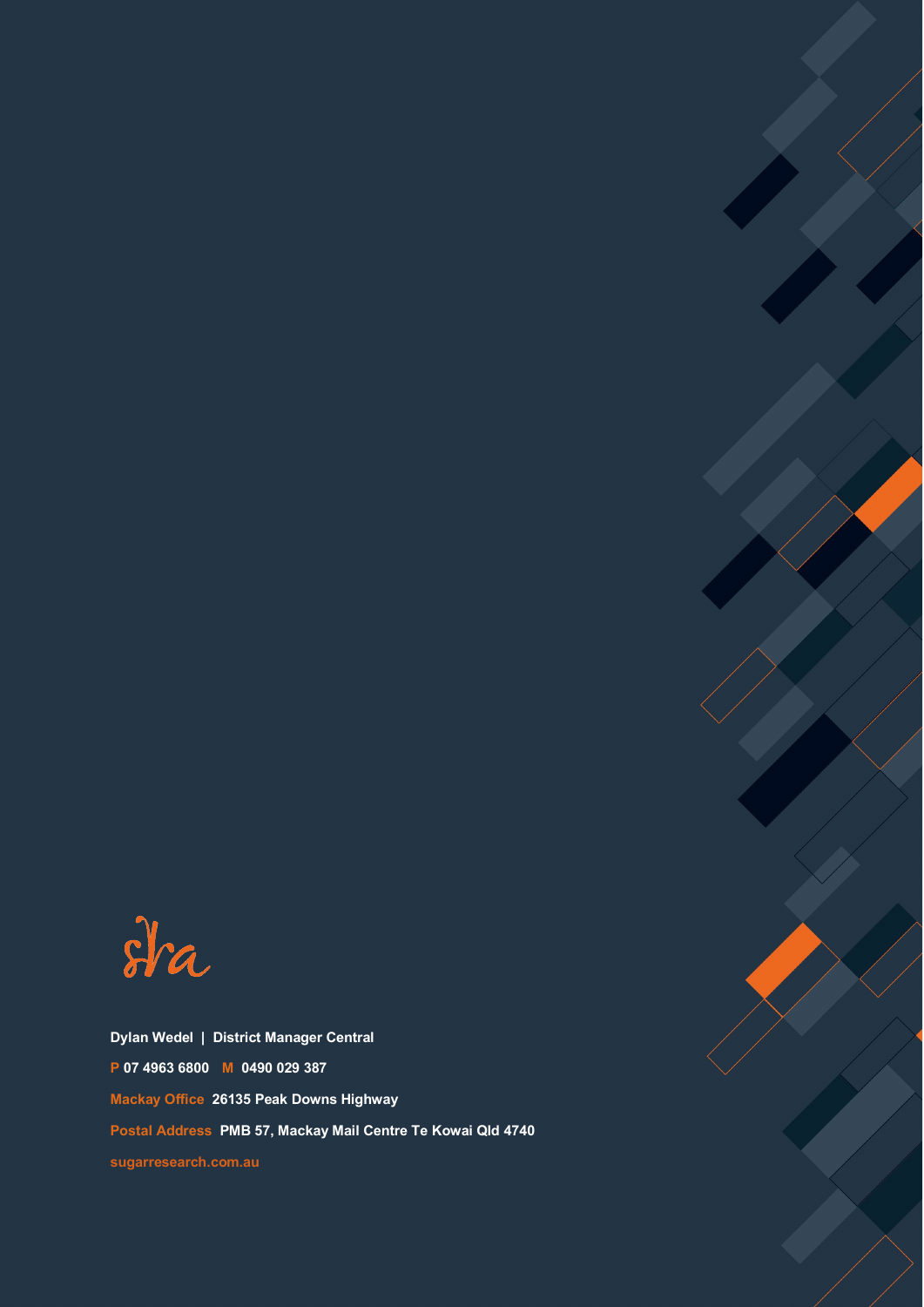sra

**Dylan Wedel | District Manager Central**

**P** **07 4963 6800** **M** **0490 029 387**

**Mackay Office** **26135 Peak Downs Highway**

**Postal Address** **PMB 57, Mackay Mail Centre Te Kowai Qld 4740**

**sugarresearch.com.au**